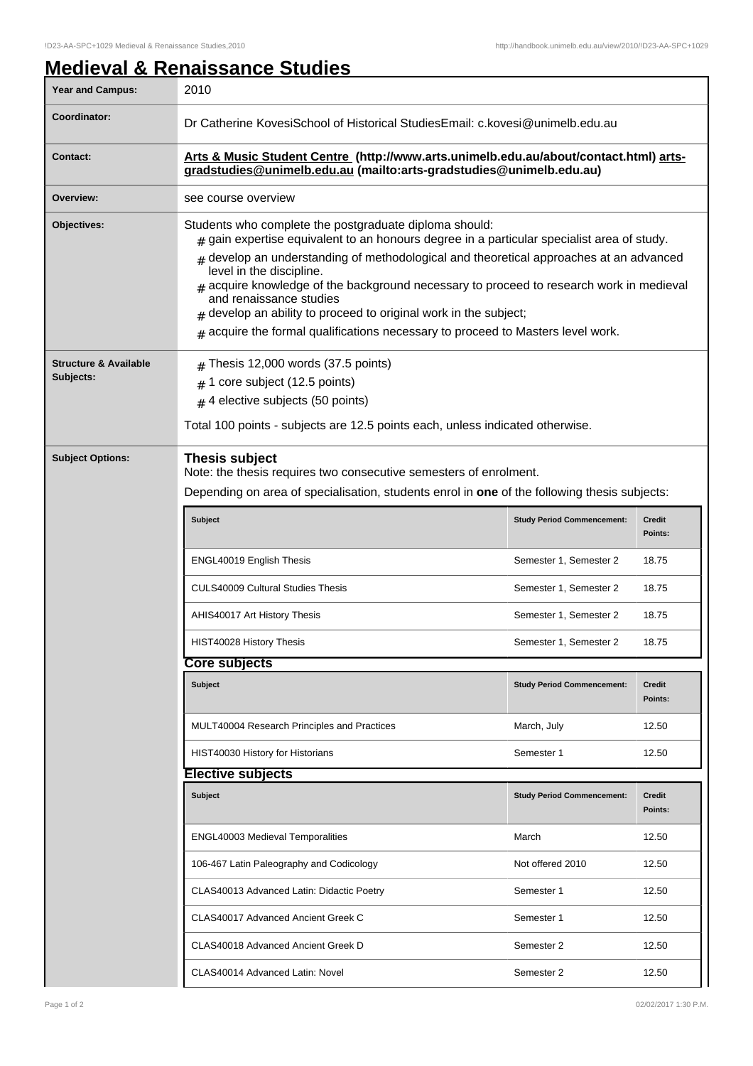# Medieval & Renaissance Studies

| Year and Campus: | 2010 |
|---|---|
| Coordinator: | Dr Catherine KovesiSchool of Historical StudiesEmail: c.kovesi@unimelb.edu.au |
| Contact: | **Arts & Music Student Centre (http://www.arts.unimelb.edu.au/about/contact.html) arts-gradstudies@unimelb.edu.au (mailto:arts-gradstudies@unimelb.edu.au)** |
| Overview: | see course overview |
| Objectives: | Students who complete the postgraduate diploma should: # gain expertise equivalent to an honours degree in a particular specialist area of study. # develop an understanding of methodological and theoretical approaches at an advanced level in the discipline. # acquire knowledge of the background necessary to proceed to research work in medieval and renaissance studies # develop an ability to proceed to original work in the subject; # acquire the formal qualifications necessary to proceed to Masters level work. |
| Structure & Available Subjects: | # Thesis 12,000 words (37.5 points) # 1 core subject (12.5 points) # 4 elective subjects (50 points) Total 100 points - subjects are 12.5 points each, unless indicated otherwise. |

**Subject Options:**

### Thesis subject

Note: the thesis requires two consecutive semesters of enrolment.

Depending on area of specialisation, students enrol in **one** of the following thesis subjects:

| Subject | Study Period Commencement: | Credit Points: |
|---|---|---|
| ENGL40019 English Thesis | Semester 1, Semester 2 | 18.75 |
| CULS40009 Cultural Studies Thesis | Semester 1, Semester 2 | 18.75 |
| AHIS40017 Art History Thesis | Semester 1, Semester 2 | 18.75 |
| HIST40028 History Thesis | Semester 1, Semester 2 | 18.75 |

### Core subjects

| Subject | Study Period Commencement: | Credit Points: |
|---|---|---|
| MULT40004 Research Principles and Practices | March, July | 12.50 |
| HIST40030 History for Historians | Semester 1 | 12.50 |

### Elective subjects

| Subject | Study Period Commencement: | Credit Points: |
|---|---|---|
| ENGL40003 Medieval Temporalities | March | 12.50 |
| 106-467 Latin Paleography and Codicology | Not offered 2010 | 12.50 |
| CLAS40013 Advanced Latin: Didactic Poetry | Semester 1 | 12.50 |
| CLAS40017 Advanced Ancient Greek C | Semester 1 | 12.50 |
| CLAS40018 Advanced Ancient Greek D | Semester 2 | 12.50 |
| CLAS40014 Advanced Latin: Novel | Semester 2 | 12.50 |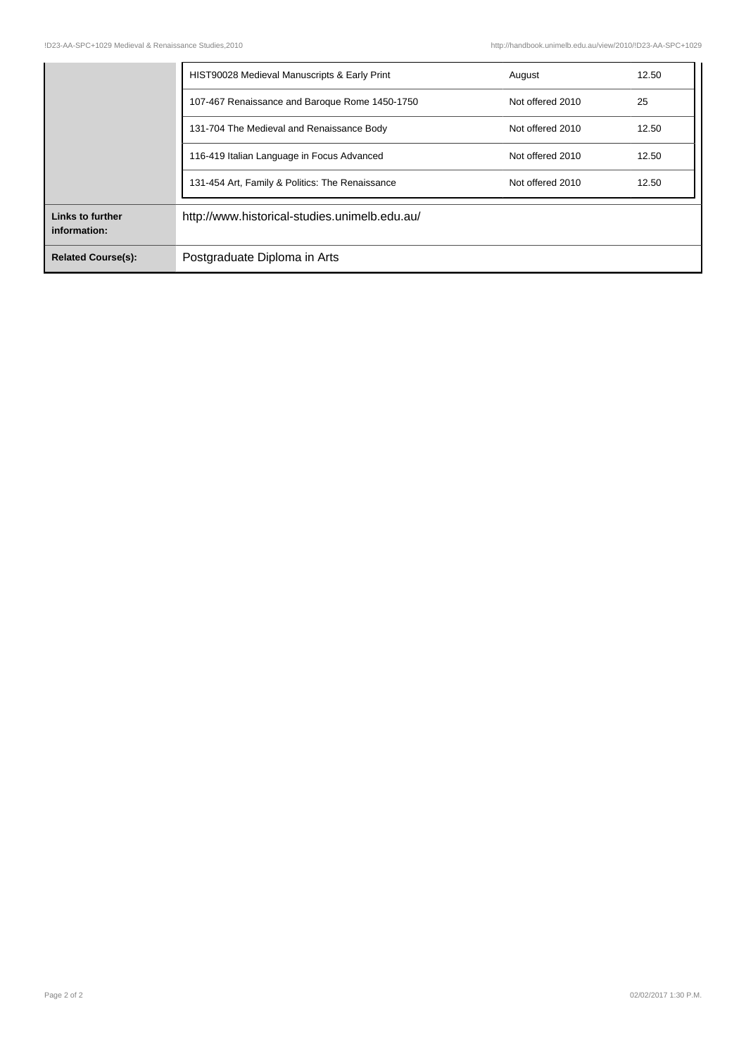| | | | |
|---|---|---|---|
| | HIST90028 Medieval Manuscripts & Early Print | August | 12.50 |
| | 107-467 Renaissance and Baroque Rome 1450-1750 | Not offered 2010 | 25 |
| | 131-704 The Medieval and Renaissance Body | Not offered 2010 | 12.50 |
| | 116-419 Italian Language in Focus Advanced | Not offered 2010 | 12.50 |
| | 131-454 Art, Family & Politics: The Renaissance | Not offered 2010 | 12.50 |
| **Links to further information:** | http://www.historical-studies.unimelb.edu.au/ | | |
| **Related Course(s):** | Postgraduate Diploma in Arts | | |